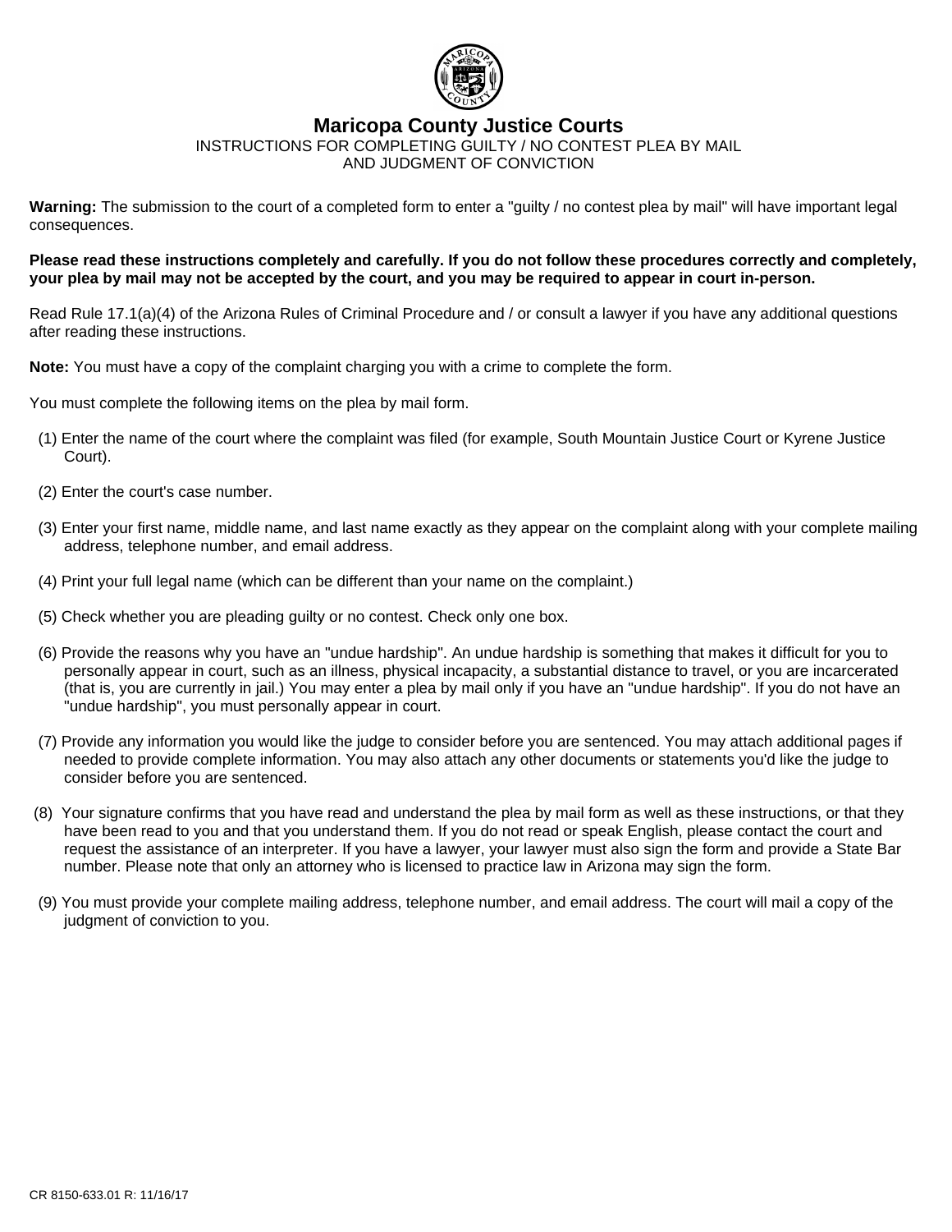# Maricopa County Justice Courts

INSTRUCTIONS FOR COMPLETING GUILTY / NO CONTEST PLEA BY MAIL
AND JUDGMENT OF CONVICTION

**Warning:** The submission to the court of a completed form to enter a "guilty / no contest plea by mail" will have important legal consequences.

**Please read these instructions completely and carefully. If you do not follow these procedures correctly and completely, your plea by mail may not be accepted by the court, and you may be required to appear in court in-person.**

Read Rule 17.1(a)(4) of the Arizona Rules of Criminal Procedure and / or consult a lawyer if you have any additional questions after reading these instructions.

**Note:** You must have a copy of the complaint charging you with a crime to complete the form.

You must complete the following items on the plea by mail form.

(1) Enter the name of the court where the complaint was filed (for example, South Mountain Justice Court or Kyrene Justice Court).

(2) Enter the court's case number.

(3) Enter your first name, middle name, and last name exactly as they appear on the complaint along with your complete mailing address, telephone number, and email address.

(4) Print your full legal name (which can be different than your name on the complaint.)

(5) Check whether you are pleading guilty or no contest. Check only one box.

(6) Provide the reasons why you have an "undue hardship". An undue hardship is something that makes it difficult for you to personally appear in court, such as an illness, physical incapacity, a substantial distance to travel, or you are incarcerated (that is, you are currently in jail.) You may enter a plea by mail only if you have an "undue hardship". If you do not have an "undue hardship", you must personally appear in court.

(7) Provide any information you would like the judge to consider before you are sentenced. You may attach additional pages if needed to provide complete information. You may also attach any other documents or statements you'd like the judge to consider before you are sentenced.

(8) Your signature confirms that you have read and understand the plea by mail form as well as these instructions, or that they have been read to you and that you understand them. If you do not read or speak English, please contact the court and request the assistance of an interpreter. If you have a lawyer, your lawyer must also sign the form and provide a State Bar number. Please note that only an attorney who is licensed to practice law in Arizona may sign the form.

(9) You must provide your complete mailing address, telephone number, and email address. The court will mail a copy of the judgment of conviction to you.

CR 8150-633.01 R: 11/16/17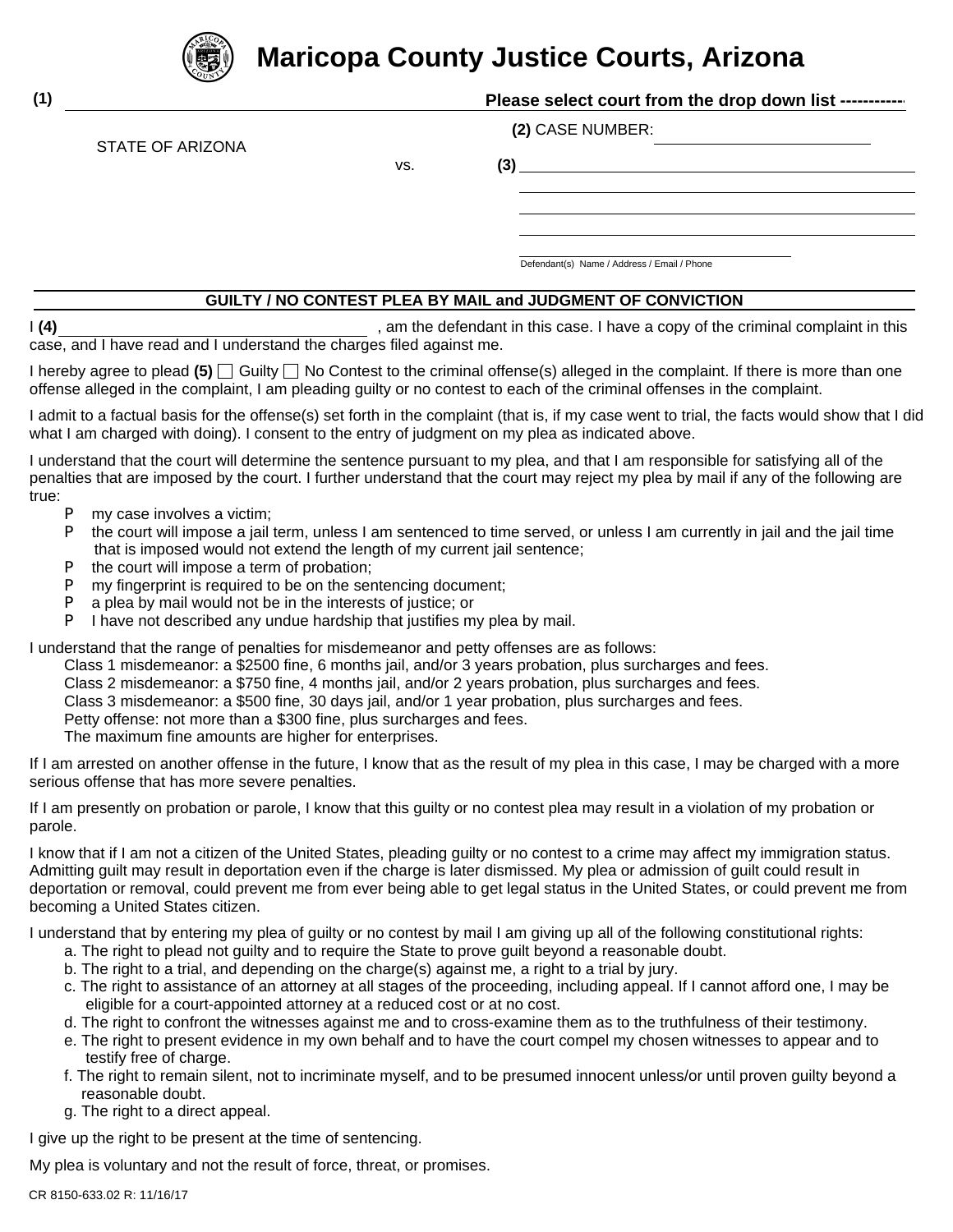# Maricopa County Justice Courts, Arizona

**(1)** ______________________ **Please select court from the drop down list ------------**

STATE OF ARIZONA

vs.

**(2)** CASE NUMBER: ______________________

**(3)** ______________________________________

______________________________________

______________________________________

______________________________________

______________________________________

Defendant(s) Name / Address / Email / Phone

## GUILTY / NO CONTEST PLEA BY MAIL and JUDGMENT OF CONVICTION

I **(4)** ______________________________, am the defendant in this case. I have a copy of the criminal complaint in this case, and I have read and I understand the charges filed against me.

I hereby agree to plead **(5)** ☐ Guilty ☐ No Contest to the criminal offense(s) alleged in the complaint. If there is more than one offense alleged in the complaint, I am pleading guilty or no contest to each of the criminal offenses in the complaint.

I admit to a factual basis for the offense(s) set forth in the complaint (that is, if my case went to trial, the facts would show that I did what I am charged with doing). I consent to the entry of judgment on my plea as indicated above.

I understand that the court will determine the sentence pursuant to my plea, and that I am responsible for satisfying all of the penalties that are imposed by the court. I further understand that the court may reject my plea by mail if any of the following are true:

- my case involves a victim;
- the court will impose a jail term, unless I am sentenced to time served, or unless I am currently in jail and the jail time that is imposed would not extend the length of my current jail sentence;
- the court will impose a term of probation;
- my fingerprint is required to be on the sentencing document;
- a plea by mail would not be in the interests of justice; or
- I have not described any undue hardship that justifies my plea by mail.

I understand that the range of penalties for misdemeanor and petty offenses are as follows:

Class 1 misdemeanor: a $2500 fine, 6 months jail, and/or 3 years probation, plus surcharges and fees.
Class 2 misdemeanor: a $750 fine, 4 months jail, and/or 2 years probation, plus surcharges and fees.
Class 3 misdemeanor: a $500 fine, 30 days jail, and/or 1 year probation, plus surcharges and fees.
Petty offense: not more than a $300 fine, plus surcharges and fees.
The maximum fine amounts are higher for enterprises.

If I am arrested on another offense in the future, I know that as the result of my plea in this case, I may be charged with a more serious offense that has more severe penalties.

If I am presently on probation or parole, I know that this guilty or no contest plea may result in a violation of my probation or parole.

I know that if I am not a citizen of the United States, pleading guilty or no contest to a crime may affect my immigration status. Admitting guilt may result in deportation even if the charge is later dismissed. My plea or admission of guilt could result in deportation or removal, could prevent me from ever being able to get legal status in the United States, or could prevent me from becoming a United States citizen.

I understand that by entering my plea of guilty or no contest by mail I am giving up all of the following constitutional rights:

a. The right to plead not guilty and to require the State to prove guilt beyond a reasonable doubt.
b. The right to a trial, and depending on the charge(s) against me, a right to a trial by jury.
c. The right to assistance of an attorney at all stages of the proceeding, including appeal. If I cannot afford one, I may be eligible for a court-appointed attorney at a reduced cost or at no cost.
d. The right to confront the witnesses against me and to cross-examine them as to the truthfulness of their testimony.
e. The right to present evidence in my own behalf and to have the court compel my chosen witnesses to appear and to testify free of charge.
f. The right to remain silent, not to incriminate myself, and to be presumed innocent unless/or until proven guilty beyond a reasonable doubt.
g. The right to a direct appeal.

I give up the right to be present at the time of sentencing.

My plea is voluntary and not the result of force, threat, or promises.

CR 8150-633.02 R: 11/16/17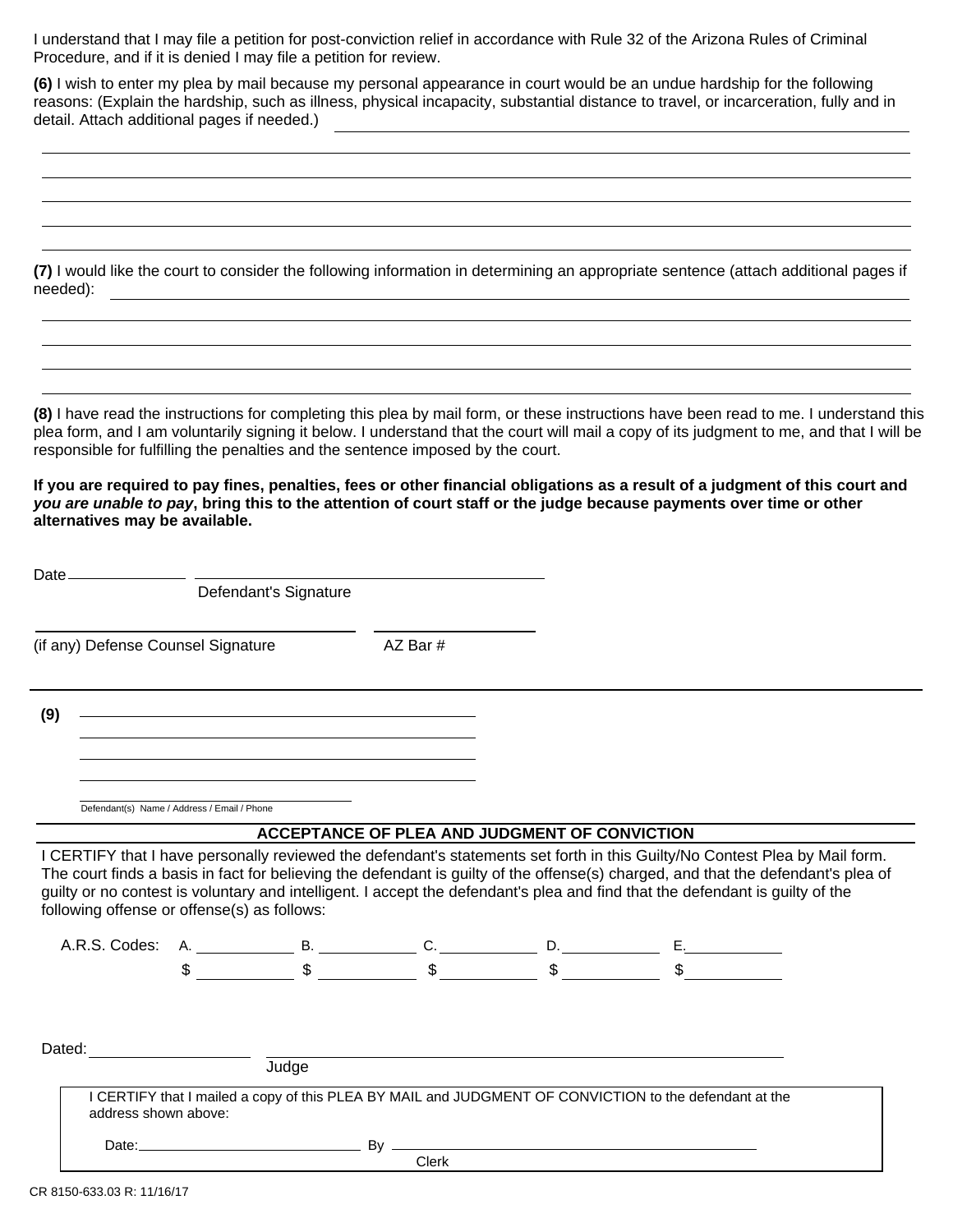I understand that I may file a petition for post-conviction relief in accordance with Rule 32 of the Arizona Rules of Criminal Procedure, and if it is denied I may file a petition for review.

**(6)** I wish to enter my plea by mail because my personal appearance in court would be an undue hardship for the following reasons: (Explain the hardship, such as illness, physical incapacity, substantial distance to travel, or incarceration, fully and in detail. Attach additional pages if needed.) ______________________________

______________________________

______________________________

______________________________

______________________________

______________________________

**(7)** I would like the court to consider the following information in determining an appropriate sentence (attach additional pages if needed): ______________________________

______________________________

______________________________

______________________________

______________________________

**(8)** I have read the instructions for completing this plea by mail form, or these instructions have been read to me. I understand this plea form, and I am voluntarily signing it below. I understand that the court will mail a copy of its judgment to me, and that I will be responsible for fulfilling the penalties and the sentence imposed by the court.

**If you are required to pay fines, penalties, fees or other financial obligations as a result of a judgment of this court and *you are unable to pay*, bring this to the attention of court staff or the judge because payments over time or other alternatives may be available.**

Date ____________ ______________________________
Defendant's Signature

______________________________ ____________
(if any) Defense Counsel Signature AZ Bar #

---

**(9)** ______________________________

______________________________

______________________________

______________________________

______________________________
Defendant(s) Name / Address / Email / Phone

## ACCEPTANCE OF PLEA AND JUDGMENT OF CONVICTION

I CERTIFY that I have personally reviewed the defendant's statements set forth in this Guilty/No Contest Plea by Mail form. The court finds a basis in fact for believing the defendant is guilty of the offense(s) charged, and that the defendant's plea of guilty or no contest is voluntary and intelligent. I accept the defendant's plea and find that the defendant is guilty of the following offense or offense(s) as follows:

A.R.S. Codes: A. ________ B. ________ C. ________ D. ________ E. ________

$ ________ $ ________ $ ________ $ ________ $ ________

Dated: ____________ ______________________________
Judge

I CERTIFY that I mailed a copy of this PLEA BY MAIL and JUDGMENT OF CONVICTION to the defendant at the address shown above:

Date: ____________ By ______________________________
Clerk

CR 8150-633.03 R: 11/16/17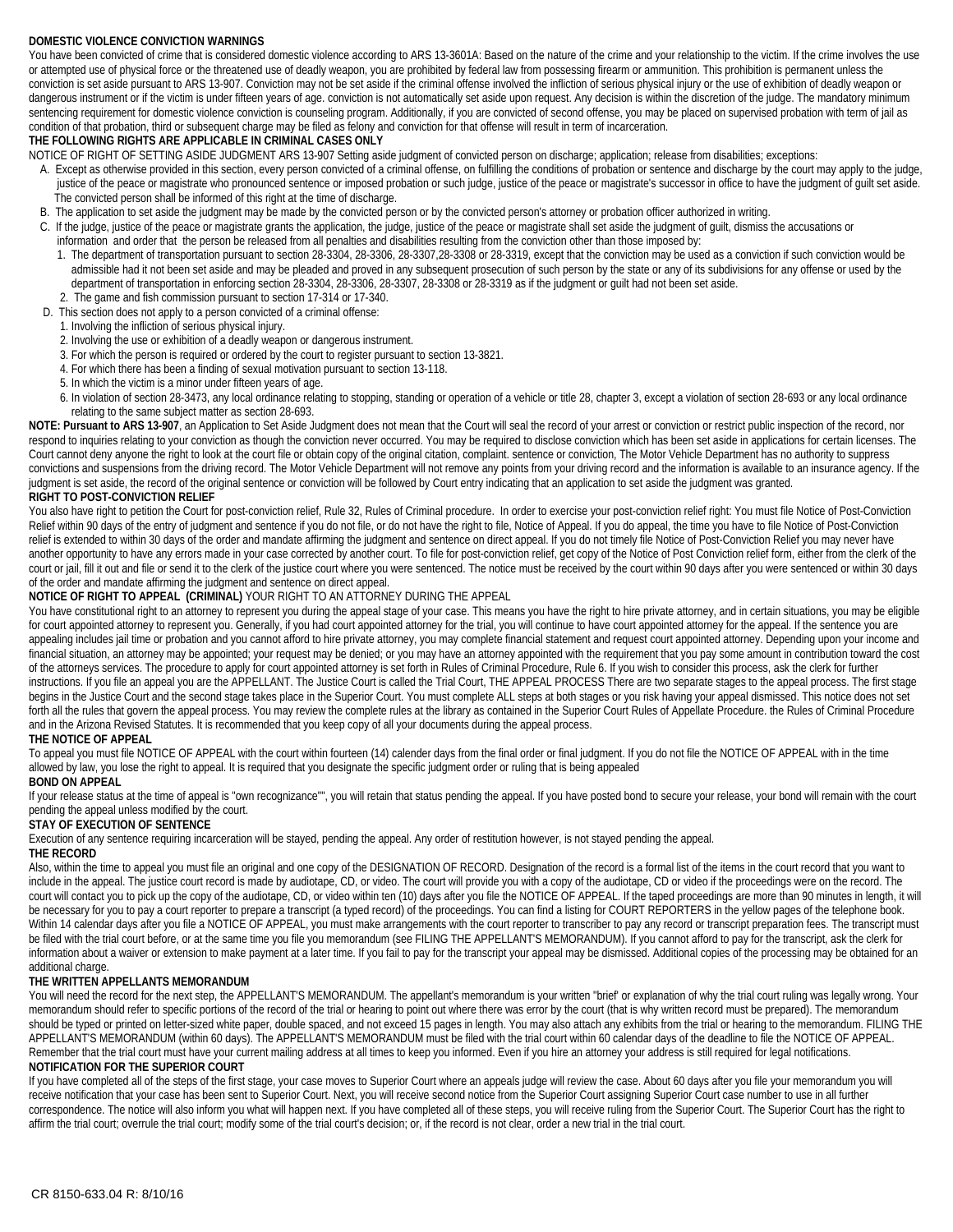**DOMESTIC VIOLENCE CONVICTION WARNINGS**

You have been convicted of crime that is considered domestic violence according to ARS 13-3601A: Based on the nature of the crime and your relationship to the victim. If the crime involves the use or attempted use of physical force or the threatened use of deadly weapon, you are prohibited by federal law from possessing firearm or ammunition. This prohibition is permanent unless the conviction is set aside pursuant to ARS 13-907. Conviction may not be set aside if the criminal offense involved the infliction of serious physical injury or the use of exhibition of deadly weapon or dangerous instrument or if the victim is under fifteen years of age. conviction is not automatically set aside upon request. Any decision is within the discretion of the judge. The mandatory minimum sentencing requirement for domestic violence conviction is counseling program. Additionally, if you are convicted of second offense, you may be placed on supervised probation with term of jail as condition of that probation, third or subsequent charge may be filed as felony and conviction for that offense will result in term of incarceration.

**THE FOLLOWING RIGHTS ARE APPLICABLE IN CRIMINAL CASES ONLY**

NOTICE OF RIGHT OF SETTING ASIDE JUDGMENT ARS 13-907 Setting aside judgment of convicted person on discharge; application; release from disabilities; exceptions:

A. Except as otherwise provided in this section, every person convicted of a criminal offense, on fulfilling the conditions of probation or sentence and discharge by the court may apply to the judge, justice of the peace or magistrate who pronounced sentence or imposed probation or such judge, justice of the peace or magistrate's successor in office to have the judgment of guilt set aside. The convicted person shall be informed of this right at the time of discharge.

B. The application to set aside the judgment may be made by the convicted person or by the convicted person's attorney or probation officer authorized in writing.

C. If the judge, justice of the peace or magistrate grants the application, the judge, justice of the peace or magistrate shall set aside the judgment of guilt, dismiss the accusations or information and order that the person be released from all penalties and disabilities resulting from the conviction other than those imposed by:

1. The department of transportation pursuant to section 28-3304, 28-3306, 28-3307,28-3308 or 28-3319, except that the conviction may be used as a conviction if such conviction would be admissible had it not been set aside and may be pleaded and proved in any subsequent prosecution of such person by the state or any of its subdivisions for any offense or used by the department of transportation in enforcing section 28-3304, 28-3306, 28-3307, 28-3308 or 28-3319 as if the judgment or guilt had not been set aside.
2. The game and fish commission pursuant to section 17-314 or 17-340.

D. This section does not apply to a person convicted of a criminal offense:

1. Involving the infliction of serious physical injury.
2. Involving the use or exhibition of a deadly weapon or dangerous instrument.
3. For which the person is required or ordered by the court to register pursuant to section 13-3821.
4. For which there has been a finding of sexual motivation pursuant to section 13-118.
5. In which the victim is a minor under fifteen years of age.
6. In violation of section 28-3473, any local ordinance relating to stopping, standing or operation of a vehicle or title 28, chapter 3, except a violation of section 28-693 or any local ordinance relating to the same subject matter as section 28-693.

**NOTE: Pursuant to ARS 13-907**, an Application to Set Aside Judgment does not mean that the Court will seal the record of your arrest or conviction or restrict public inspection of the record, nor respond to inquiries relating to your conviction as though the conviction never occurred. You may be required to disclose conviction which has been set aside in applications for certain licenses. The Court cannot deny anyone the right to look at the court file or obtain copy of the original citation, complaint. sentence or conviction, The Motor Vehicle Department has no authority to suppress convictions and suspensions from the driving record. The Motor Vehicle Department will not remove any points from your driving record and the information is available to an insurance agency. If the judgment is set aside, the record of the original sentence or conviction will be followed by Court entry indicating that an application to set aside the judgment was granted.

**RIGHT TO POST-CONVICTION RELIEF**

You also have right to petition the Court for post-conviction relief, Rule 32, Rules of Criminal procedure. In order to exercise your post-conviction relief right: You must file Notice of Post-Conviction Relief within 90 days of the entry of judgment and sentence if you do not file, or do not have the right to file, Notice of Appeal. If you do appeal, the time you have to file Notice of Post-Conviction relief is extended to within 30 days of the order and mandate affirming the judgment and sentence on direct appeal. If you do not timely file Notice of Post-Conviction Relief you may never have another opportunity to have any errors made in your case corrected by another court. To file for post-conviction relief, get copy of the Notice of Post Conviction relief form, either from the clerk of the court or jail, fill it out and file or send it to the clerk of the justice court where you were sentenced. The notice must be received by the court within 90 days after you were sentenced or within 30 days of the order and mandate affirming the judgment and sentence on direct appeal.

**NOTICE OF RIGHT TO APPEAL (CRIMINAL)** YOUR RIGHT TO AN ATTORNEY DURING THE APPEAL

You have constitutional right to an attorney to represent you during the appeal stage of your case. This means you have the right to hire private attorney, and in certain situations, you may be eligible for court appointed attorney to represent you. Generally, if you had court appointed attorney for the trial, you will continue to have court appointed attorney for the appeal. If the sentence you are appealing includes jail time or probation and you cannot afford to hire private attorney, you may complete financial statement and request court appointed attorney. Depending upon your income and financial situation, an attorney may be appointed; your request may be denied; or you may have an attorney appointed with the requirement that you pay some amount in contribution toward the cost of the attorneys services. The procedure to apply for court appointed attorney is set forth in Rules of Criminal Procedure, Rule 6. If you wish to consider this process, ask the clerk for further instructions. If you file an appeal you are the APPELLANT. The Justice Court is called the Trial Court, THE APPEAL PROCESS There are two separate stages to the appeal process. The first stage begins in the Justice Court and the second stage takes place in the Superior Court. You must complete ALL steps at both stages or you risk having your appeal dismissed. This notice does not set forth all the rules that govern the appeal process. You may review the complete rules at the library as contained in the Superior Court Rules of Appellate Procedure. the Rules of Criminal Procedure and in the Arizona Revised Statutes. It is recommended that you keep copy of all your documents during the appeal process.

**THE NOTICE OF APPEAL**

To appeal you must file NOTICE OF APPEAL with the court within fourteen (14) calender days from the final order or final judgment. If you do not file the NOTICE OF APPEAL with in the time allowed by law, you lose the right to appeal. It is required that you designate the specific judgment order or ruling that is being appealed

**BOND ON APPEAL**

If your release status at the time of appeal is "own recognizance"", you will retain that status pending the appeal. If you have posted bond to secure your release, your bond will remain with the court pending the appeal unless modified by the court.

**STAY OF EXECUTION OF SENTENCE**

Execution of any sentence requiring incarceration will be stayed, pending the appeal. Any order of restitution however, is not stayed pending the appeal.

**THE RECORD**

Also, within the time to appeal you must file an original and one copy of the DESIGNATION OF RECORD. Designation of the record is a formal list of the items in the court record that you want to include in the appeal. The justice court record is made by audiotape, CD, or video. The court will provide you with a copy of the audiotape, CD or video if the proceedings were on the record. The court will contact you to pick up the copy of the audiotape, CD, or video within ten (10) days after you file the NOTICE OF APPEAL. If the taped proceedings are more than 90 minutes in length, it will be necessary for you to pay a court reporter to prepare a transcript (a typed record) of the proceedings. You can find a listing for COURT REPORTERS in the yellow pages of the telephone book. Within 14 calendar days after you file a NOTICE OF APPEAL, you must make arrangements with the court reporter to transcriber to pay any record or transcript preparation fees. The transcript must be filed with the trial court before, or at the same time you file you memorandum (see FILING THE APPELLANT'S MEMORANDUM). If you cannot afford to pay for the transcript, ask the clerk for information about a waiver or extension to make payment at a later time. If you fail to pay for the transcript your appeal may be dismissed. Additional copies of the processing may be obtained for an additional charge.

**THE WRITTEN APPELLANTS MEMORANDUM**

You will need the record for the next step, the APPELLANT'S MEMORANDUM. The appellant's memorandum is your written "brief' or explanation of why the trial court ruling was legally wrong. Your memorandum should refer to specific portions of the record of the trial or hearing to point out where there was error by the court (that is why written record must be prepared). The memorandum should be typed or printed on letter-sized white paper, double spaced, and not exceed 15 pages in length. You may also attach any exhibits from the trial or hearing to the memorandum. FILING THE APPELLANT'S MEMORANDUM (within 60 days). The APPELLANT'S MEMORANDUM must be filed with the trial court within 60 calendar days of the deadline to file the NOTICE OF APPEAL. Remember that the trial court must have your current mailing address at all times to keep you informed. Even if you hire an attorney your address is still required for legal notifications.

**NOTIFICATION FOR THE SUPERIOR COURT**

If you have completed all of the steps of the first stage, your case moves to Superior Court where an appeals judge will review the case. About 60 days after you file your memorandum you will receive notification that your case has been sent to Superior Court. Next, you will receive second notice from the Superior Court assigning Superior Court case number to use in all further correspondence. The notice will also inform you what will happen next. If you have completed all of these steps, you will receive ruling from the Superior Court. The Superior Court has the right to affirm the trial court; overrule the trial court; modify some of the trial court's decision; or, if the record is not clear, order a new trial in the trial court.

CR 8150-633.04 R: 8/10/16